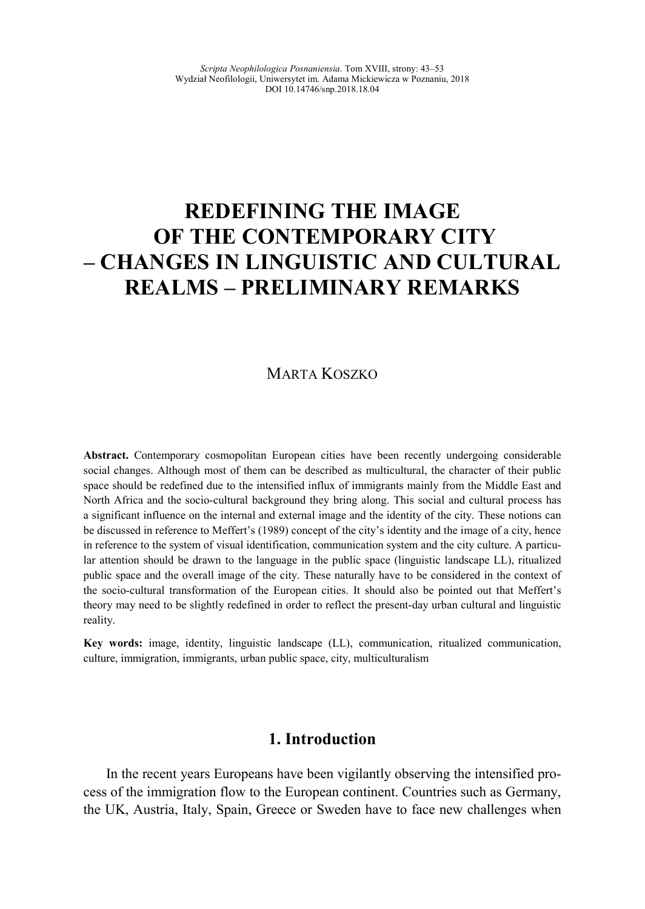# REDEFINING THE IMAGE OF THE CONTEMPORARY CITY – CHANGES IN LINGUISTIC AND CULTURAL REALMS – PRELIMINARY REMARKS

MARTA KOSZKO

**Abstract.** Contemporary cosmopolitan European cities have been recently undergoing considerable social changes. Although most of them can be described as multicultural, the character of their public space should be redefined due to the intensified influx of immigrants mainly from the Middle East and North Africa and the socio-cultural background they bring along. This social and cultural process has a significant influence on the internal and external image and the identity of the city. These notions can be discussed in reference to Meffert's (1989) concept of the city's identity and the image of a city, hence in reference to the system of visual identification, communication system and the city culture. A particular attention should be drawn to the language in the public space (linguistic landscape LL), ritualized public space and the overall image of the city. These naturally have to be considered in the context of the socio-cultural transformation of the European cities. It should also be pointed out that Meffert's theory may need to be slightly redefined in order to reflect the present-day urban cultural and linguistic reality.

**Key words:** image, identity, linguistic landscape (LL), communication, ritualized communication, culture, immigration, immigrants, urban public space, city, multiculturalism

## 1. Introduction

In the recent years Europeans have been vigilantly observing the intensified process of the immigration flow to the European continent. Countries such as Germany, the UK, Austria, Italy, Spain, Greece or Sweden have to face new challenges when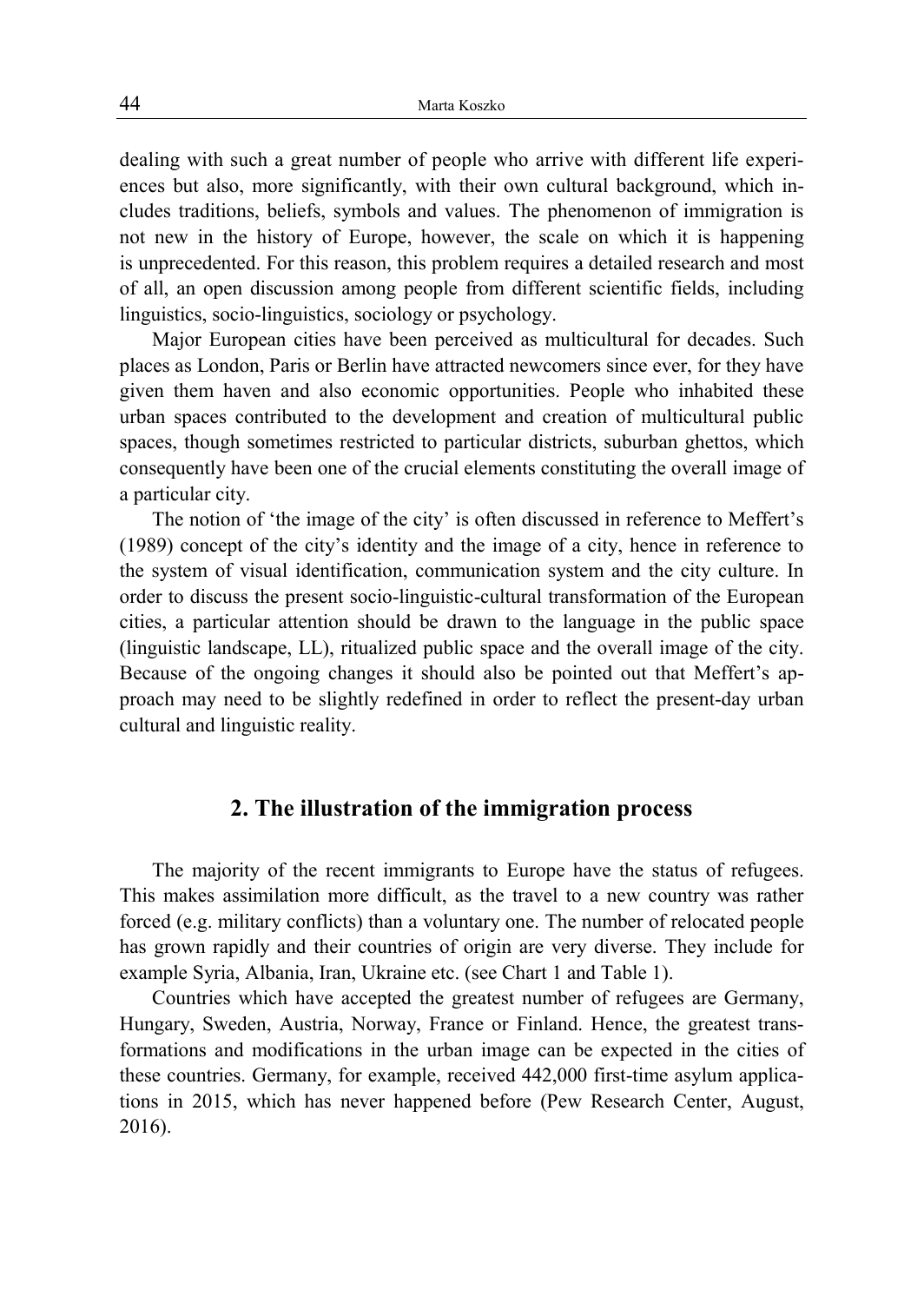dealing with such a great number of people who arrive with different life experiences but also, more significantly, with their own cultural background, which includes traditions, beliefs, symbols and values. The phenomenon of immigration is not new in the history of Europe, however, the scale on which it is happening is unprecedented. For this reason, this problem requires a detailed research and most of all, an open discussion among people from different scientific fields, including linguistics, socio-linguistics, sociology or psychology.

Major European cities have been perceived as multicultural for decades. Such places as London, Paris or Berlin have attracted newcomers since ever, for they have given them haven and also economic opportunities. People who inhabited these urban spaces contributed to the development and creation of multicultural public spaces, though sometimes restricted to particular districts, suburban ghettos, which consequently have been one of the crucial elements constituting the overall image of a particular city.

The notion of 'the image of the city' is often discussed in reference to Meffert's (1989) concept of the city's identity and the image of a city, hence in reference to the system of visual identification, communication system and the city culture. In order to discuss the present socio-linguistic-cultural transformation of the European cities, a particular attention should be drawn to the language in the public space (linguistic landscape, LL), ritualized public space and the overall image of the city. Because of the ongoing changes it should also be pointed out that Meffert's approach may need to be slightly redefined in order to reflect the present-day urban cultural and linguistic reality.

## 2. The illustration of the immigration process

The majority of the recent immigrants to Europe have the status of refugees. This makes assimilation more difficult, as the travel to a new country was rather forced (e.g. military conflicts) than a voluntary one. The number of relocated people has grown rapidly and their countries of origin are very diverse. They include for example Syria, Albania, Iran, Ukraine etc. (see Chart 1 and Table 1).

Countries which have accepted the greatest number of refugees are Germany, Hungary, Sweden, Austria, Norway, France or Finland. Hence, the greatest transformations and modifications in the urban image can be expected in the cities of these countries. Germany, for example, received 442,000 first-time asylum applications in 2015, which has never happened before (Pew Research Center, August, 2016).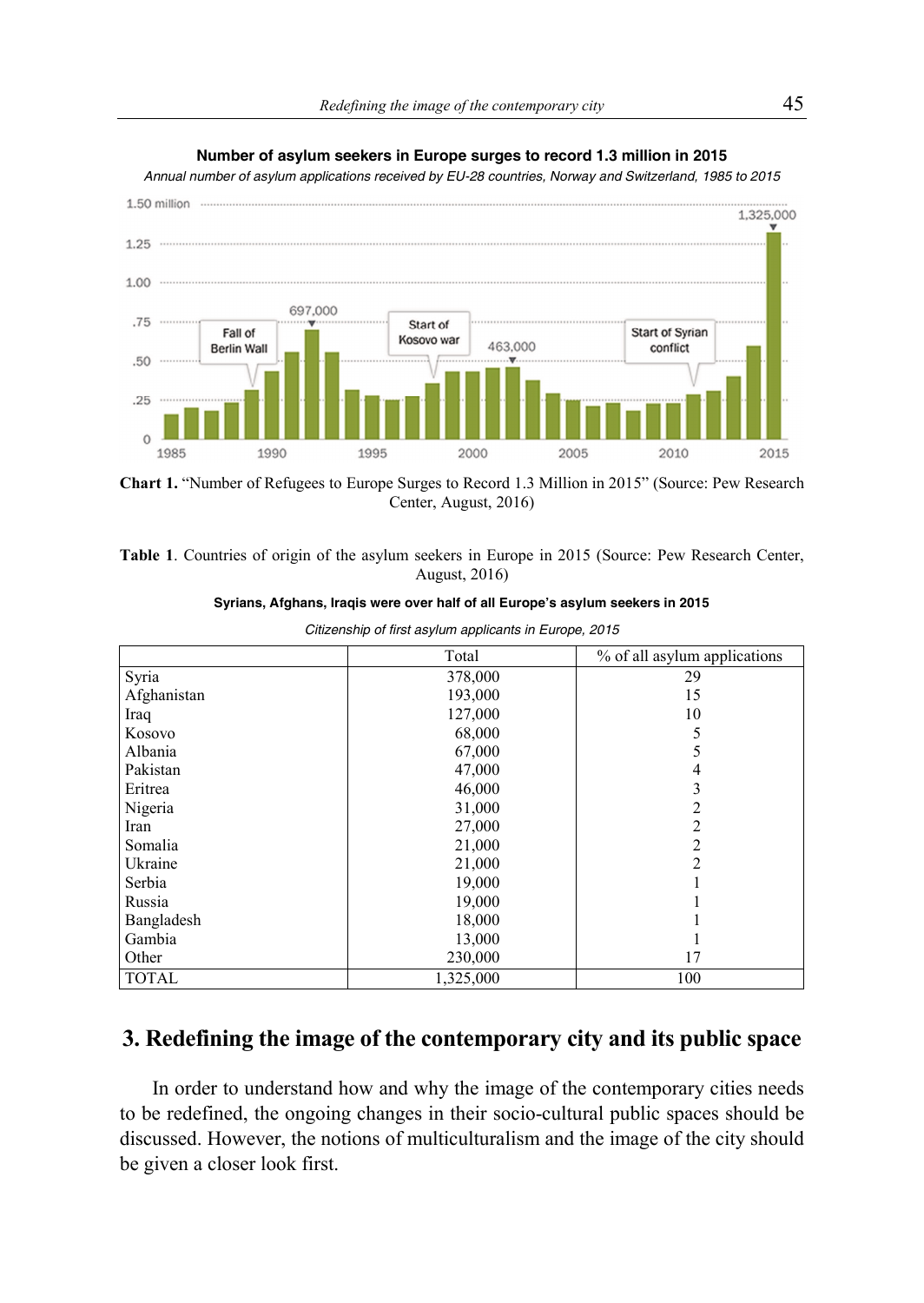**Number of asylum seekers in Europe surges to record 1.3 million in 2015**

*Annual number of asylum applications received by EU-28 countries, Norway and Switzerland, 1985 to 2015*

**Chart 1.** "Number of Refugees to Europe Surges to Record 1.3 Million in 2015" (Source: Pew Research Center, August, 2016)

**Table 1**. Countries of origin of the asylum seekers in Europe in 2015 (Source: Pew Research Center, August, 2016)

**Syrians, Afghans, Iraqis were over half of all Europe's asylum seekers in 2015**

*Citizenship of first asylum applicants in Europe, 2015*

| | Total | % of all asylum applications |
|---|---|---|
| Syria | 378,000 | 29 |
| Afghanistan | 193,000 | 15 |
| Iraq | 127,000 | 10 |
| Kosovo | 68,000 | 5 |
| Albania | 67,000 | 5 |
| Pakistan | 47,000 | 4 |
| Eritrea | 46,000 | 3 |
| Nigeria | 31,000 | 2 |
| Iran | 27,000 | 2 |
| Somalia | 21,000 | 2 |
| Ukraine | 21,000 | 2 |
| Serbia | 19,000 | 1 |
| Russia | 19,000 | 1 |
| Bangladesh | 18,000 | 1 |
| Gambia | 13,000 | 1 |
| Other | 230,000 | 17 |
| TOTAL | 1,325,000 | 100 |

## 3. Redefining the image of the contemporary city and its public space

In order to understand how and why the image of the contemporary cities needs to be redefined, the ongoing changes in their socio-cultural public spaces should be discussed. However, the notions of multiculturalism and the image of the city should be given a closer look first.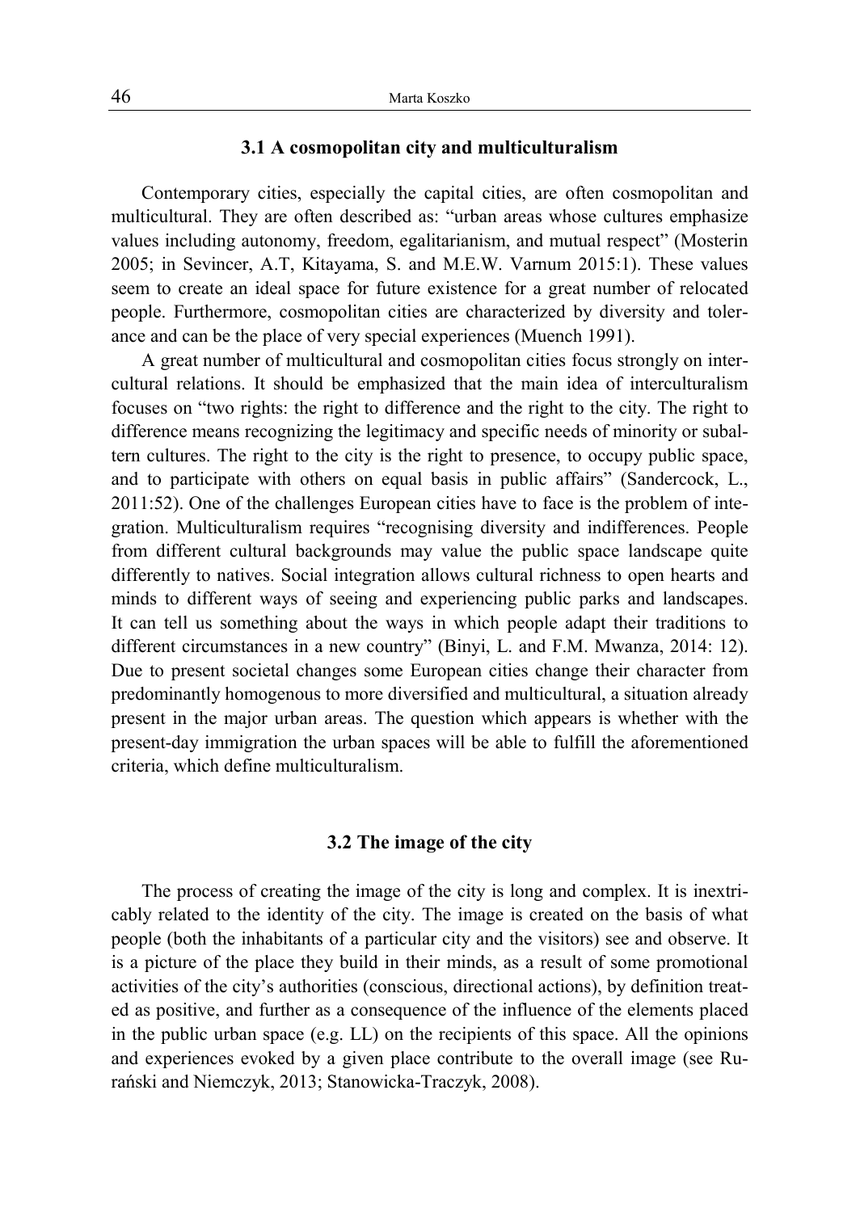### 3.1 A cosmopolitan city and multiculturalism

Contemporary cities, especially the capital cities, are often cosmopolitan and multicultural. They are often described as: "urban areas whose cultures emphasize values including autonomy, freedom, egalitarianism, and mutual respect" (Mosterin 2005; in Sevincer, A.T, Kitayama, S. and M.E.W. Varnum 2015:1). These values seem to create an ideal space for future existence for a great number of relocated people. Furthermore, cosmopolitan cities are characterized by diversity and tolerance and can be the place of very special experiences (Muench 1991).

A great number of multicultural and cosmopolitan cities focus strongly on intercultural relations. It should be emphasized that the main idea of interculturalism focuses on "two rights: the right to difference and the right to the city. The right to difference means recognizing the legitimacy and specific needs of minority or subaltern cultures. The right to the city is the right to presence, to occupy public space, and to participate with others on equal basis in public affairs" (Sandercock, L., 2011:52). One of the challenges European cities have to face is the problem of integration. Multiculturalism requires "recognising diversity and indifferences. People from different cultural backgrounds may value the public space landscape quite differently to natives. Social integration allows cultural richness to open hearts and minds to different ways of seeing and experiencing public parks and landscapes. It can tell us something about the ways in which people adapt their traditions to different circumstances in a new country" (Binyi, L. and F.M. Mwanza, 2014: 12). Due to present societal changes some European cities change their character from predominantly homogenous to more diversified and multicultural, a situation already present in the major urban areas. The question which appears is whether with the present-day immigration the urban spaces will be able to fulfill the aforementioned criteria, which define multiculturalism.

### 3.2 The image of the city

The process of creating the image of the city is long and complex. It is inextricably related to the identity of the city. The image is created on the basis of what people (both the inhabitants of a particular city and the visitors) see and observe. It is a picture of the place they build in their minds, as a result of some promotional activities of the city's authorities (conscious, directional actions), by definition treated as positive, and further as a consequence of the influence of the elements placed in the public urban space (e.g. LL) on the recipients of this space. All the opinions and experiences evoked by a given place contribute to the overall image (see Rurański and Niemczyk, 2013; Stanowicka-Traczyk, 2008).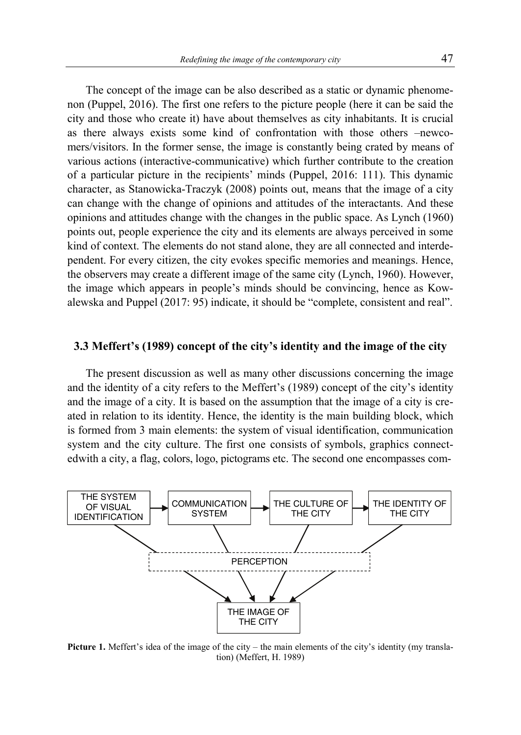The concept of the image can be also described as a static or dynamic phenomenon (Puppel, 2016). The first one refers to the picture people (here it can be said the city and those who create it) have about themselves as city inhabitants. It is crucial as there always exists some kind of confrontation with those others –newcomers/visitors. In the former sense, the image is constantly being crated by means of various actions (interactive-communicative) which further contribute to the creation of a particular picture in the recipients' minds (Puppel, 2016: 111). This dynamic character, as Stanowicka-Traczyk (2008) points out, means that the image of a city can change with the change of opinions and attitudes of the interactants. And these opinions and attitudes change with the changes in the public space. As Lynch (1960) points out, people experience the city and its elements are always perceived in some kind of context. The elements do not stand alone, they are all connected and interdependent. For every citizen, the city evokes specific memories and meanings. Hence, the observers may create a different image of the same city (Lynch, 1960). However, the image which appears in people's minds should be convincing, hence as Kowalewska and Puppel (2017: 95) indicate, it should be "complete, consistent and real".

### 3.3 Meffert's (1989) concept of the city's identity and the image of the city

The present discussion as well as many other discussions concerning the image and the identity of a city refers to the Meffert's (1989) concept of the city's identity and the image of a city. It is based on the assumption that the image of a city is created in relation to its identity. Hence, the identity is the main building block, which is formed from 3 main elements: the system of visual identification, communication system and the city culture. The first one consists of symbols, graphics connectedwith a city, a flag, colors, logo, pictograms etc. The second one encompasses com-

THE SYSTEM OF VISUAL IDENTIFICATION → COMMUNICATION SYSTEM → THE CULTURE OF THE CITY → THE IDENTITY OF THE CITY

PERCEPTION

THE IMAGE OF THE CITY

**Picture 1.** Meffert's idea of the image of the city – the main elements of the city's identity (my translation) (Meffert, H. 1989)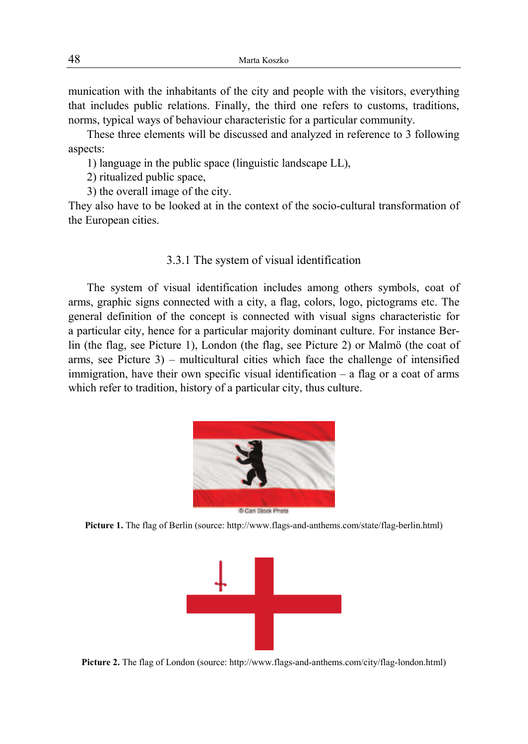munication with the inhabitants of the city and people with the visitors, everything that includes public relations. Finally, the third one refers to customs, traditions, norms, typical ways of behaviour characteristic for a particular community.

These three elements will be discussed and analyzed in reference to 3 following aspects:

1) language in the public space (linguistic landscape LL),
2) ritualized public space,
3) the overall image of the city.

They also have to be looked at in the context of the socio-cultural transformation of the European cities.

### 3.3.1 The system of visual identification

The system of visual identification includes among others symbols, coat of arms, graphic signs connected with a city, a flag, colors, logo, pictograms etc. The general definition of the concept is connected with visual signs characteristic for a particular city, hence for a particular majority dominant culture. For instance Berlin (the flag, see Picture 1), London (the flag, see Picture 2) or Malmö (the coat of arms, see Picture 3) – multicultural cities which face the challenge of intensified immigration, have their own specific visual identification – a flag or a coat of arms which refer to tradition, history of a particular city, thus culture.

**Picture 1.** The flag of Berlin (source: http://www.flags-and-anthems.com/state/flag-berlin.html)

**Picture 2.** The flag of London (source: http://www.flags-and-anthems.com/city/flag-london.html)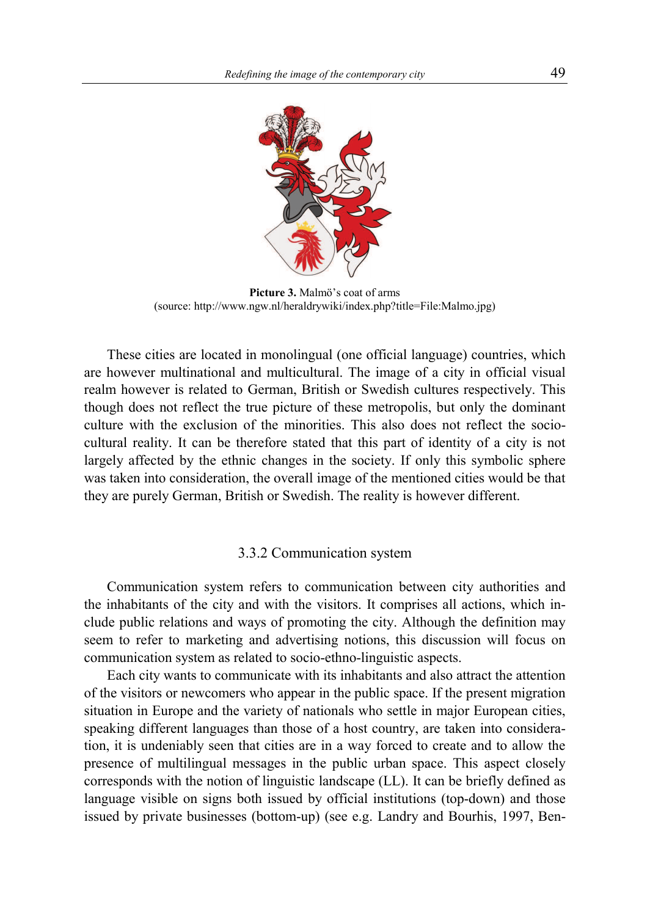**Picture 3.** Malmö's coat of arms
(source: http://www.ngw.nl/heraldrywiki/index.php?title=File:Malmo.jpg)

These cities are located in monolingual (one official language) countries, which are however multinational and multicultural. The image of a city in official visual realm however is related to German, British or Swedish cultures respectively. This though does not reflect the true picture of these metropolis, but only the dominant culture with the exclusion of the minorities. This also does not reflect the socio-cultural reality. It can be therefore stated that this part of identity of a city is not largely affected by the ethnic changes in the society. If only this symbolic sphere was taken into consideration, the overall image of the mentioned cities would be that they are purely German, British or Swedish. The reality is however different.

### 3.3.2 Communication system

Communication system refers to communication between city authorities and the inhabitants of the city and with the visitors. It comprises all actions, which include public relations and ways of promoting the city. Although the definition may seem to refer to marketing and advertising notions, this discussion will focus on communication system as related to socio-ethno-linguistic aspects.

Each city wants to communicate with its inhabitants and also attract the attention of the visitors or newcomers who appear in the public space. If the present migration situation in Europe and the variety of nationals who settle in major European cities, speaking different languages than those of a host country, are taken into consideration, it is undeniably seen that cities are in a way forced to create and to allow the presence of multilingual messages in the public urban space. This aspect closely corresponds with the notion of linguistic landscape (LL). It can be briefly defined as language visible on signs both issued by official institutions (top-down) and those issued by private businesses (bottom-up) (see e.g. Landry and Bourhis, 1997, Ben-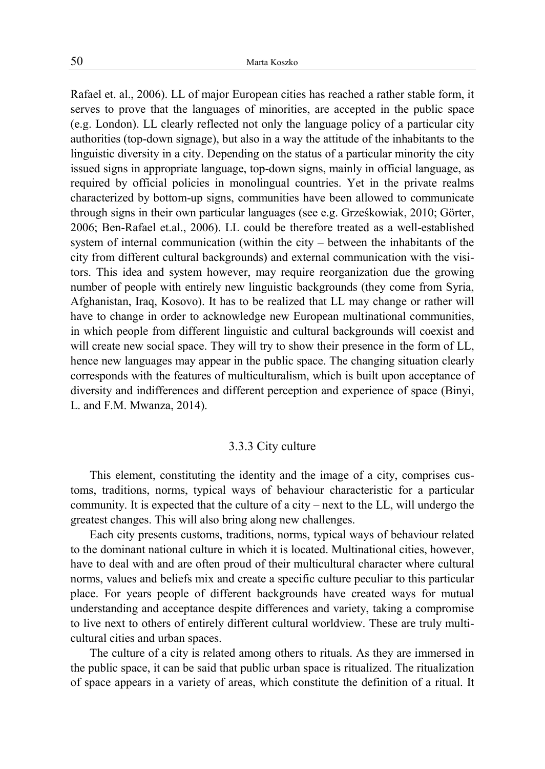Rafael et. al., 2006). LL of major European cities has reached a rather stable form, it serves to prove that the languages of minorities, are accepted in the public space (e.g. London). LL clearly reflected not only the language policy of a particular city authorities (top-down signage), but also in a way the attitude of the inhabitants to the linguistic diversity in a city. Depending on the status of a particular minority the city issued signs in appropriate language, top-down signs, mainly in official language, as required by official policies in monolingual countries. Yet in the private realms characterized by bottom-up signs, communities have been allowed to communicate through signs in their own particular languages (see e.g. Grześkowiak, 2010; Görter, 2006; Ben-Rafael et.al., 2006). LL could be therefore treated as a well-established system of internal communication (within the city – between the inhabitants of the city from different cultural backgrounds) and external communication with the visitors. This idea and system however, may require reorganization due the growing number of people with entirely new linguistic backgrounds (they come from Syria, Afghanistan, Iraq, Kosovo). It has to be realized that LL may change or rather will have to change in order to acknowledge new European multinational communities, in which people from different linguistic and cultural backgrounds will coexist and will create new social space. They will try to show their presence in the form of LL, hence new languages may appear in the public space. The changing situation clearly corresponds with the features of multiculturalism, which is built upon acceptance of diversity and indifferences and different perception and experience of space (Binyi, L. and F.M. Mwanza, 2014).

### 3.3.3 City culture

This element, constituting the identity and the image of a city, comprises customs, traditions, norms, typical ways of behaviour characteristic for a particular community. It is expected that the culture of a city – next to the LL, will undergo the greatest changes. This will also bring along new challenges.

Each city presents customs, traditions, norms, typical ways of behaviour related to the dominant national culture in which it is located. Multinational cities, however, have to deal with and are often proud of their multicultural character where cultural norms, values and beliefs mix and create a specific culture peculiar to this particular place. For years people of different backgrounds have created ways for mutual understanding and acceptance despite differences and variety, taking a compromise to live next to others of entirely different cultural worldview. These are truly multicultural cities and urban spaces.

The culture of a city is related among others to rituals. As they are immersed in the public space, it can be said that public urban space is ritualized. The ritualization of space appears in a variety of areas, which constitute the definition of a ritual. It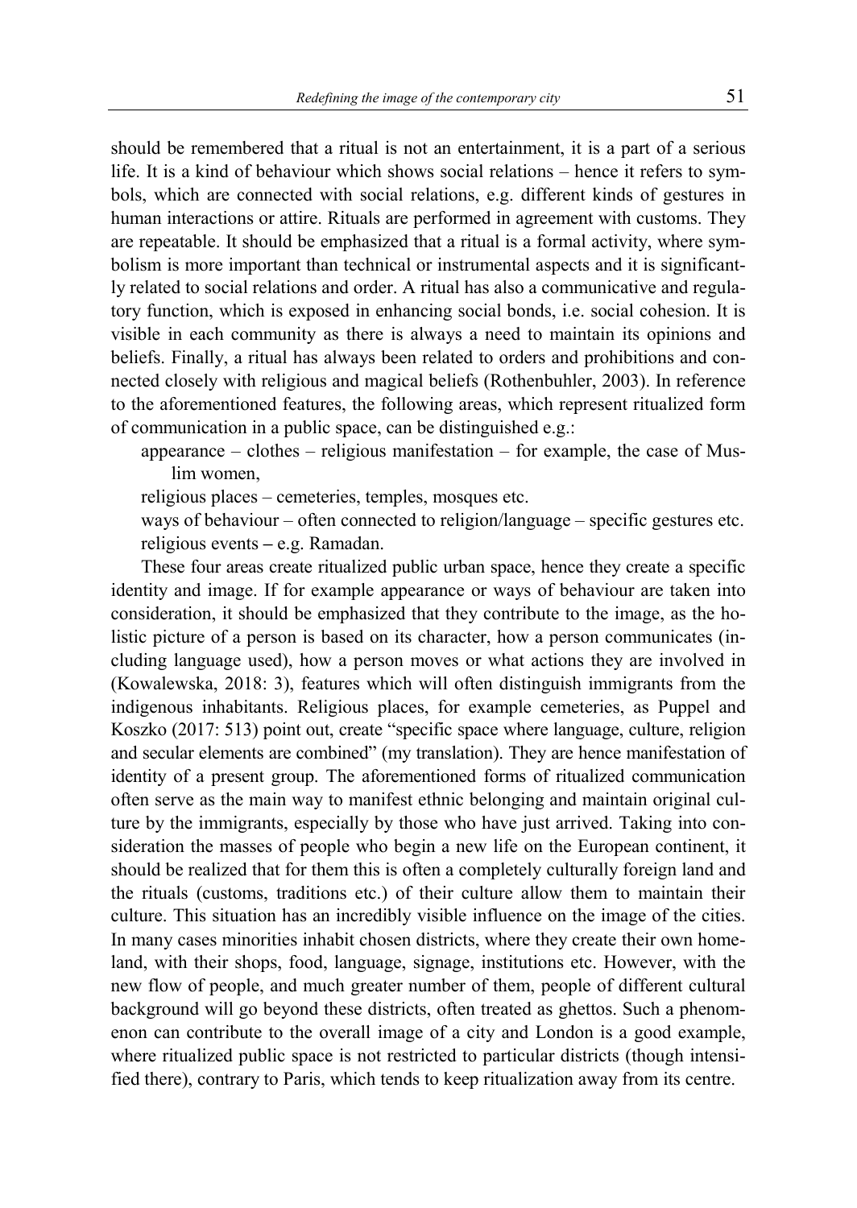should be remembered that a ritual is not an entertainment, it is a part of a serious life. It is a kind of behaviour which shows social relations – hence it refers to symbols, which are connected with social relations, e.g. different kinds of gestures in human interactions or attire. Rituals are performed in agreement with customs. They are repeatable. It should be emphasized that a ritual is a formal activity, where symbolism is more important than technical or instrumental aspects and it is significantly related to social relations and order. A ritual has also a communicative and regulatory function, which is exposed in enhancing social bonds, i.e. social cohesion. It is visible in each community as there is always a need to maintain its opinions and beliefs. Finally, a ritual has always been related to orders and prohibitions and connected closely with religious and magical beliefs (Rothenbuhler, 2003). In reference to the aforementioned features, the following areas, which represent ritualized form of communication in a public space, can be distinguished e.g.:

appearance – clothes – religious manifestation – for example, the case of Muslim women,

religious places – cemeteries, temples, mosques etc.

ways of behaviour – often connected to religion/language – specific gestures etc.

religious events – e.g. Ramadan.

These four areas create ritualized public urban space, hence they create a specific identity and image. If for example appearance or ways of behaviour are taken into consideration, it should be emphasized that they contribute to the image, as the holistic picture of a person is based on its character, how a person communicates (including language used), how a person moves or what actions they are involved in (Kowalewska, 2018: 3), features which will often distinguish immigrants from the indigenous inhabitants. Religious places, for example cemeteries, as Puppel and Koszko (2017: 513) point out, create "specific space where language, culture, religion and secular elements are combined" (my translation). They are hence manifestation of identity of a present group. The aforementioned forms of ritualized communication often serve as the main way to manifest ethnic belonging and maintain original culture by the immigrants, especially by those who have just arrived. Taking into consideration the masses of people who begin a new life on the European continent, it should be realized that for them this is often a completely culturally foreign land and the rituals (customs, traditions etc.) of their culture allow them to maintain their culture. This situation has an incredibly visible influence on the image of the cities. In many cases minorities inhabit chosen districts, where they create their own homeland, with their shops, food, language, signage, institutions etc. However, with the new flow of people, and much greater number of them, people of different cultural background will go beyond these districts, often treated as ghettos. Such a phenomenon can contribute to the overall image of a city and London is a good example, where ritualized public space is not restricted to particular districts (though intensified there), contrary to Paris, which tends to keep ritualization away from its centre.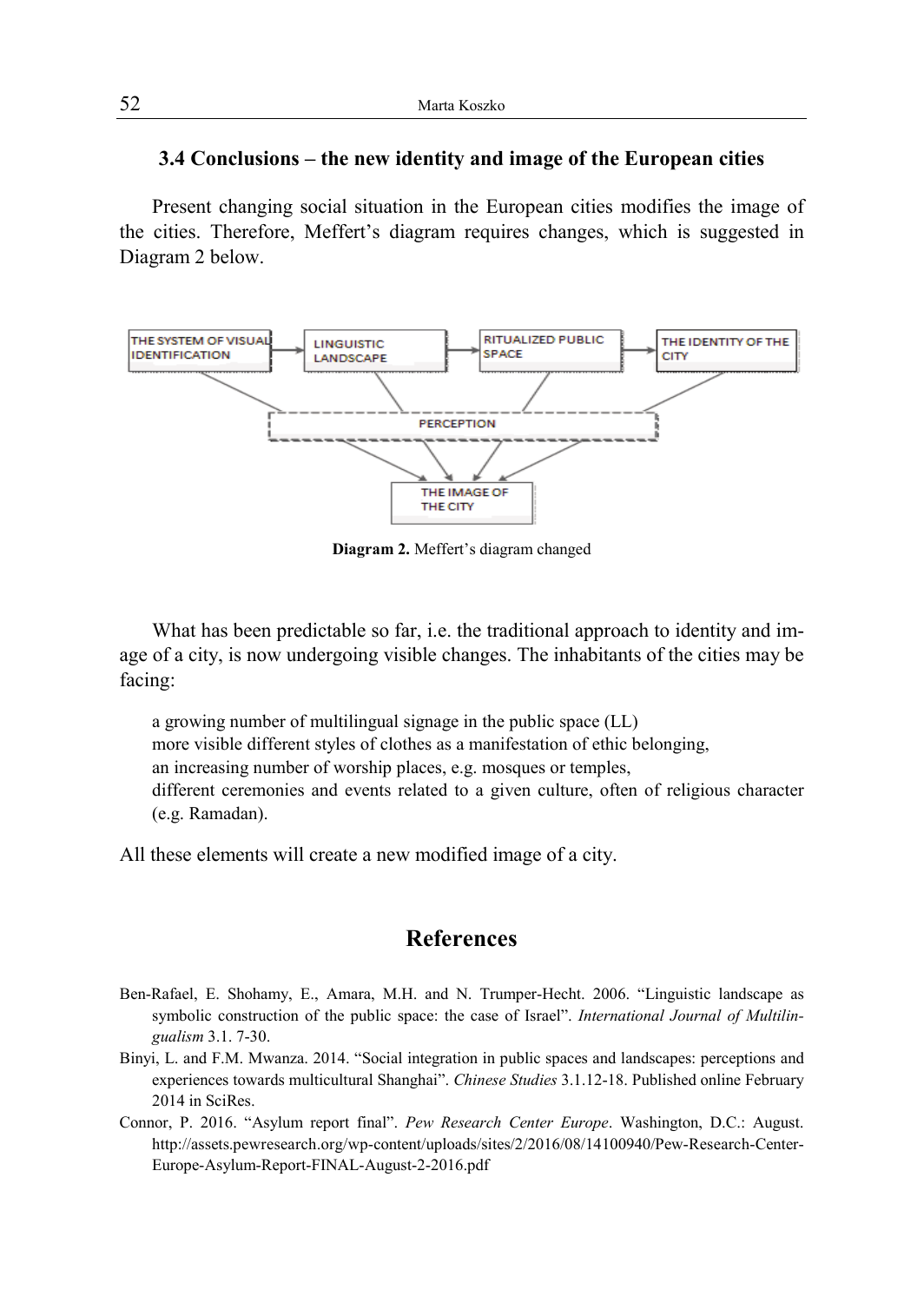### 3.4 Conclusions – the new identity and image of the European cities

Present changing social situation in the European cities modifies the image of the cities. Therefore, Meffert's diagram requires changes, which is suggested in Diagram 2 below.

**Diagram 2.** Meffert's diagram changed

What has been predictable so far, i.e. the traditional approach to identity and image of a city, is now undergoing visible changes. The inhabitants of the cities may be facing:

a growing number of multilingual signage in the public space (LL)
more visible different styles of clothes as a manifestation of ethic belonging,
an increasing number of worship places, e.g. mosques or temples,
different ceremonies and events related to a given culture, often of religious character (e.g. Ramadan).

All these elements will create a new modified image of a city.

## References

Ben-Rafael, E. Shohamy, E., Amara, M.H. and N. Trumper-Hecht. 2006. "Linguistic landscape as symbolic construction of the public space: the case of Israel". *International Journal of Multilingualism* 3.1. 7-30.

Binyi, L. and F.M. Mwanza. 2014. "Social integration in public spaces and landscapes: perceptions and experiences towards multicultural Shanghai". *Chinese Studies* 3.1.12-18. Published online February 2014 in SciRes.

Connor, P. 2016. "Asylum report final". *Pew Research Center Europe*. Washington, D.C.: August. http://assets.pewresearch.org/wp-content/uploads/sites/2/2016/08/14100940/Pew-Research-Center-Europe-Asylum-Report-FINAL-August-2-2016.pdf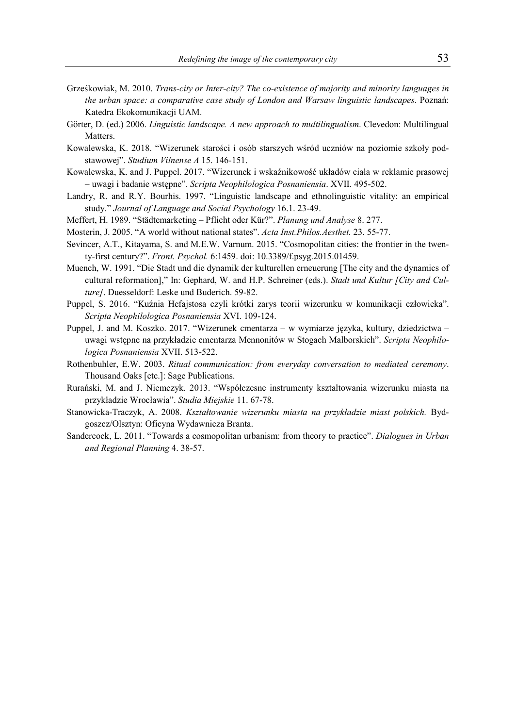Grześkowiak, M. 2010. *Trans-city or Inter-city? The co-existence of majority and minority languages in the urban space: a comparative case study of London and Warsaw linguistic landscapes*. Poznań: Katedra Ekokomunikacji UAM.

Görter, D. (ed.) 2006. *Linguistic landscape. A new approach to multilingualism*. Clevedon: Multilingual Matters.

Kowalewska, K. 2018. "Wizerunek starości i osób starszych wśród uczniów na poziomie szkoły podstawowej". *Studium Vilnense A* 15. 146-151.

Kowalewska, K. and J. Puppel. 2017. "Wizerunek i wskaźnikowość układów ciała w reklamie prasowej – uwagi i badanie wstępne". *Scripta Neophilologica Posnaniensia*. XVII. 495-502.

Landry, R. and R.Y. Bourhis. 1997. "Linguistic landscape and ethnolinguistic vitality: an empirical study." *Journal of Language and Social Psychology* 16.1. 23-49.

Meffert, H. 1989. "Städtemarketing – Pflicht oder Kür?". *Planung und Analyse* 8. 277.

Mosterin, J. 2005. "A world without national states". *Acta Inst.Philos.Aesthet.* 23. 55-77.

Sevincer, A.T., Kitayama, S. and M.E.W. Varnum. 2015. "Cosmopolitan cities: the frontier in the twenty-first century?". *Front. Psychol.* 6:1459. doi: 10.3389/f.psyg.2015.01459.

Muench, W. 1991. "Die Stadt und die dynamik der kulturellen erneuerung [The city and the dynamics of cultural reformation]," In: Gephard, W. and H.P. Schreiner (eds.). *Stadt und Kultur [City and Culture]*. Duesseldorf: Leske und Buderich. 59-82.

Puppel, S. 2016. "Kuźnia Hefajstosa czyli krótki zarys teorii wizerunku w komunikacji człowieka". *Scripta Neophilologica Posnaniensia* XVI. 109-124.

Puppel, J. and M. Koszko. 2017. "Wizerunek cmentarza – w wymiarze języka, kultury, dziedzictwa – uwagi wstępne na przykładzie cmentarza Mennonitów w Stogach Malborskich". *Scripta Neophilologica Posnaniensia* XVII. 513-522.

Rothenbuhler, E.W. 2003. *Ritual communication: from everyday conversation to mediated ceremony*. Thousand Oaks [etc.]: Sage Publications.

Rurański, M. and J. Niemczyk. 2013. "Współczesne instrumenty kształtowania wizerunku miasta na przykładzie Wrocławia". *Studia Miejskie* 11. 67-78.

Stanowicka-Traczyk, A. 2008. *Kształtowanie wizerunku miasta na przykładzie miast polskich.* Bydgoszcz/Olsztyn: Oficyna Wydawnicza Branta.

Sandercock, L. 2011. "Towards a cosmopolitan urbanism: from theory to practice". *Dialogues in Urban and Regional Planning* 4. 38-57.